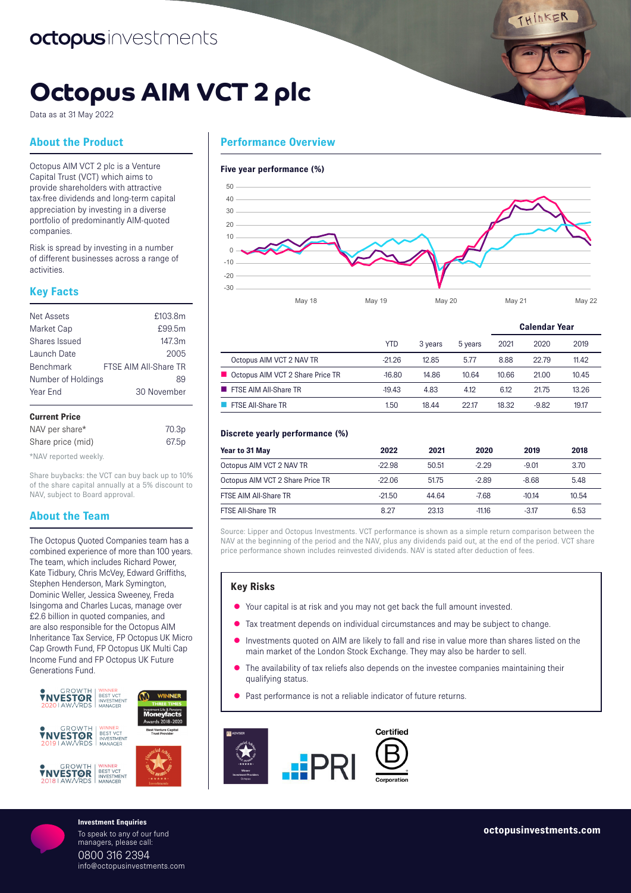octopusinvestments

# Octopus AIM VCT 2 plc

Data as at 31 May 2022

## About the Product

Octopus AIM VCT 2 plc is a Venture Capital Trust (VCT) which aims to provide shareholders with attractive tax-free dividends and long-term capital appreciation by investing in a diverse portfolio of predominantly AIM-quoted companies.

Risk is spread by investing in a number of different businesses across a range of activities.

## Key Facts

| | |
|---|---|
| Net Assets | £103.8m |
| Market Cap | £99.5m |
| Shares Issued | 147.3m |
| Launch Date | 2005 |
| Benchmark | FTSE AIM All-Share TR |
| Number of Holdings | 89 |
| Year End | 30 November |

### Current Price

| | |
|---|---|
| NAV per share* | 70.3p |
| Share price (mid) | 67.5p |

*NAV reported weekly.

Share buybacks: the VCT can buy back up to 10% of the share capital annually at a 5% discount to NAV, subject to Board approval.

## About the Team

The Octopus Quoted Companies team has a combined experience of more than 100 years. The team, which includes Richard Power, Kate Tidbury, Chris McVey, Edward Griffiths, Stephen Henderson, Mark Symington, Dominic Weller, Jessica Sweeney, Freda Isingoma and Charles Lucas, manage over £2.6 billion in quoted companies, and are also responsible for the Octopus AIM Inheritance Tax Service, FP Octopus UK Micro Cap Growth Fund, FP Octopus UK Multi Cap Income Fund and FP Octopus UK Future Generations Fund.

## Performance Overview

### Five year performance (%)

| | YTD | 3 years | 5 years | Calendar Year 2021 | 2020 | 2019 |
|---|---|---|---|---|---|---|
| Octopus AIM VCT 2 NAV TR | -21.26 | 12.85 | 5.77 | 8.88 | 22.79 | 11.42 |
| Octopus AIM VCT 2 Share Price TR | -16.80 | 14.86 | 10.64 | 10.66 | 21.00 | 10.45 |
| FTSE AIM All-Share TR | -19.43 | 4.83 | 4.12 | 6.12 | 21.75 | 13.26 |
| FTSE All-Share TR | 1.50 | 18.44 | 22.17 | 18.32 | -9.82 | 19.17 |

### Discrete yearly performance (%)

| Year to 31 May | 2022 | 2021 | 2020 | 2019 | 2018 |
|---|---|---|---|---|---|
| Octopus AIM VCT 2 NAV TR | -22.98 | 50.51 | -2.29 | -9.01 | 3.70 |
| Octopus AIM VCT 2 Share Price TR | -22.06 | 51.75 | -2.89 | -8.68 | 5.48 |
| FTSE AIM All-Share TR | -21.50 | 44.64 | -7.68 | -10.14 | 10.54 |
| FTSE All-Share TR | 8.27 | 23.13 | -11.16 | -3.17 | 6.53 |

Source: Lipper and Octopus Investments. VCT performance is shown as a simple return comparison between the NAV at the beginning of the period and the NAV, plus any dividends paid out, at the end of the period. VCT share price performance shown includes reinvested dividends. NAV is stated after deduction of fees.

### Key Risks

- Your capital is at risk and you may not get back the full amount invested.
- Tax treatment depends on individual circumstances and may be subject to change.
- Investments quoted on AIM are likely to fall and rise in value more than shares listed on the main market of the London Stock Exchange. They may also be harder to sell.
- The availability of tax reliefs also depends on the investee companies maintaining their qualifying status.
- Past performance is not a reliable indicator of future returns.

**Investment Enquiries**

To speak to any of our fund managers, please call:

0800 316 2394

info@octopusinvestments.com

octopusinvestments.com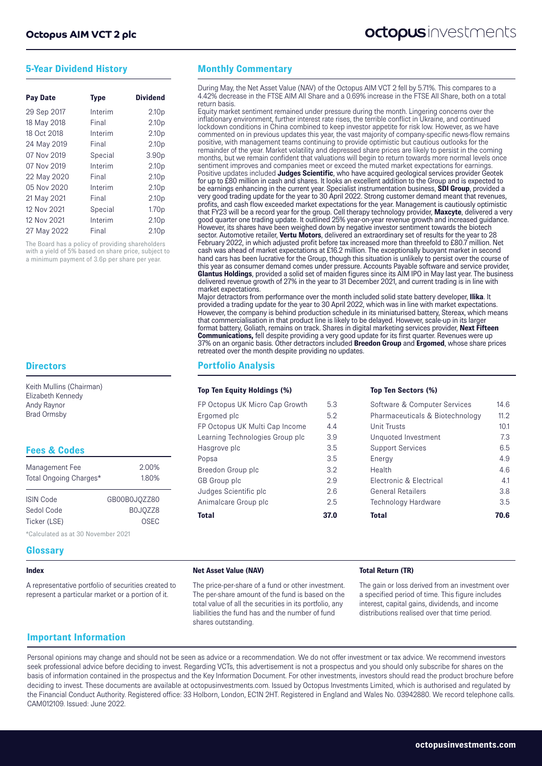## 5-Year Dividend History

| Pay Date | Type | Dividend |
|---|---|---|
| 29 Sep 2017 | Interim | 2.10p |
| 18 May 2018 | Final | 2.10p |
| 18 Oct 2018 | Interim | 2.10p |
| 24 May 2019 | Final | 2.10p |
| 07 Nov 2019 | Special | 3.90p |
| 07 Nov 2019 | Interim | 2.10p |
| 22 May 2020 | Final | 2.10p |
| 05 Nov 2020 | Interim | 2.10p |
| 21 May 2021 | Final | 2.10p |
| 12 Nov 2021 | Special | 1.70p |
| 12 Nov 2021 | Interim | 2.10p |
| 27 May 2022 | Final | 2.10p |

The Board has a policy of providing shareholders with a yield of 5% based on share price, subject to a minimum payment of 3.6p per share per year.

## Monthly Commentary

During May, the Net Asset Value (NAV) of the Octopus AIM VCT 2 fell by 5.71%. This compares to a 4.42% decrease in the FTSE AIM All Share and a 0.69% increase in the FTSE All Share, both on a total return basis.

Equity market sentiment remained under pressure during the month. Lingering concerns over the inflationary environment, further interest rate rises, the terrible conflict in Ukraine, and continued lockdown conditions in China combined to keep investor appetite for risk low. However, as we have commented on in previous updates this year, the vast majority of company-specific news-flow remains positive, with management teams continuing to provide optimistic but cautious outlooks for the remainder of the year. Market volatility and depressed share prices are likely to persist in the coming months, but we remain confident that valuations will begin to return towards more normal levels once sentiment improves and companies meet or exceed the muted market expectations for earnings.

Positive updates included **Judges Scientific**, who have acquired geological services provider Geotek for up to £80 million in cash and shares. It looks an excellent addition to the Group and is expected to be earnings enhancing in the current year. Specialist instrumentation business, **SDI Group**, provided a very good trading update for the year to 30 April 2022. Strong customer demand meant that revenues, profits, and cash flow exceeded market expectations for the year. Management is cautiously optimistic that FY23 will be a record year for the group. Cell therapy technology provider, **Maxcyte**, delivered a very good quarter one trading update. It outlined 25% year-on-year revenue growth and increased guidance. However, its shares have been weighed down by negative investor sentiment towards the biotech sector. Automotive retailer, **Vertu Motors**, delivered an extraordinary set of results for the year to 28 February 2022, in which adjusted profit before tax increased more than threefold to £80.7 million. Net cash was ahead of market expectations at £16.2 million. The exceptionally buoyant market in second hand cars has been lucrative for the Group, though this situation is unlikely to persist over the course of this year as consumer demand comes under pressure. Accounts Payable software and service provider, **Glantus Holdings**, provided a solid set of maiden figures since its AIM IPO in May last year. The business delivered revenue growth of 27% in the year to 31 December 2021, and current trading is in line with market expectations.

Major detractors from performance over the month included solid state battery developer, **Ilika**. It provided a trading update for the year to 30 April 2022, which was in line with market expectations. However, the company is behind production schedule in its miniaturised battery, Stereax, which means that commercialisation in that product line is likely to be delayed. However, scale-up in its larger format battery, Goliath, remains on track. Shares in digital marketing services provider, **Next Fifteen Communications,** fell despite providing a very good update for its first quarter. Revenues were up 37% on an organic basis. Other detractors included **Breedon Group** and **Ergomed**, whose share prices retreated over the month despite providing no updates.

## Directors

Keith Mullins (Chairman)
Elizabeth Kennedy
Andy Raynor
Brad Ormsby

## Portfolio Analysis

| Top Ten Equity Holdings (%) | |
|---|---|
| FP Octopus UK Micro Cap Growth | 5.3 |
| Ergomed plc | 5.2 |
| FP Octopus UK Multi Cap Income | 4.4 |
| Learning Technologies Group plc | 3.9 |
| Hasgrove plc | 3.5 |
| Popsa | 3.5 |
| Breedon Group plc | 3.2 |
| GB Group plc | 2.9 |
| Judges Scientific plc | 2.6 |
| Animalcare Group plc | 2.5 |
| **Total** | **37.0** |

| Top Ten Sectors (%) | |
|---|---|
| Software & Computer Services | 14.6 |
| Pharmaceuticals & Biotechnology | 11.2 |
| Unit Trusts | 10.1 |
| Unquoted Investment | 7.3 |
| Support Services | 6.5 |
| Energy | 4.9 |
| Health | 4.6 |
| Electronic & Electrical | 4.1 |
| General Retailers | 3.8 |
| Technology Hardware | 3.5 |
| **Total** | **70.6** |

## Fees & Codes

| | |
|---|---|
| Management Fee | 2.00% |
| Total Ongoing Charges* | 1.80% |
| ISIN Code | GB00B0JQZZ80 |
| Sedol Code | B0JQZZ8 |
| Ticker (LSE) | OSEC |

*Calculated as at 30 November 2021

## Glossary

**Index**

A representative portfolio of securities created to represent a particular market or a portion of it.

**Net Asset Value (NAV)**

The price-per-share of a fund or other investment. The per-share amount of the fund is based on the total value of all the securities in its portfolio, any liabilities the fund has and the number of fund shares outstanding.

**Total Return (TR)**

The gain or loss derived from an investment over a specified period of time. This figure includes interest, capital gains, dividends, and income distributions realised over that time period.

## Important Information

Personal opinions may change and should not be seen as advice or a recommendation. We do not offer investment or tax advice. We recommend investors seek professional advice before deciding to invest. Regarding VCTs, this advertisement is not a prospectus and you should only subscribe for shares on the basis of information contained in the prospectus and the Key Information Document. For other investments, investors should read the product brochure before deciding to invest. These documents are available at octopusinvestments.com. Issued by Octopus Investments Limited, which is authorised and regulated by the Financial Conduct Authority. Registered office: 33 Holborn, London, EC1N 2HT. Registered in England and Wales No. 03942880. We record telephone calls. CAM012109. Issued: June 2022.